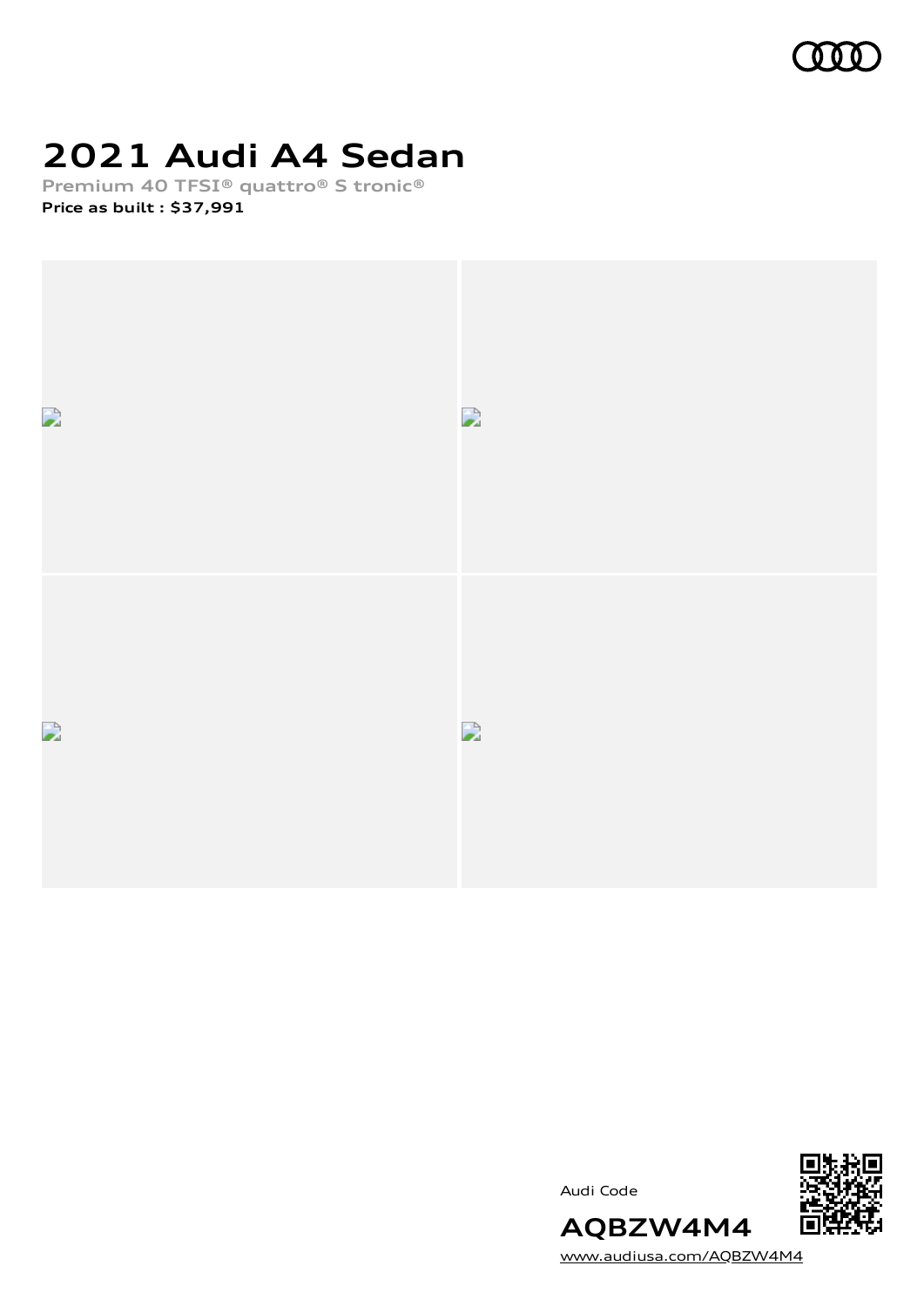# 2021 Audi A4 Sedan

Premium 40 TFSI® quattro® S tronic®

**Price as built : $37,991**

Audi Code

**AQBZW4M4**

www.audiusa.com/AQBZW4M4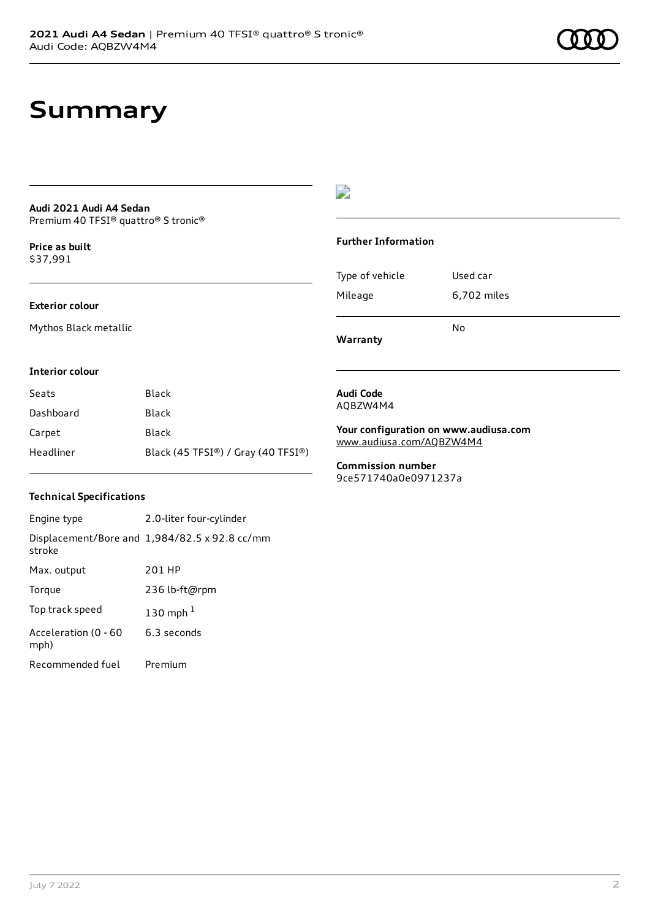# Summary

**Audi 2021 Audi A4 Sedan**
Premium 40 TFSI® quattro® S tronic®

**Price as built**
$37,991

**Exterior colour**

Mythos Black metallic

**Interior colour**

| Seats | Black |
|---|---|
| Dashboard | Black |
| Carpet | Black |
| Headliner | Black (45 TFSI®) / Gray (40 TFSI®) |

**Technical Specifications**

| Engine type | 2.0-liter four-cylinder |
|---|---|
| Displacement/Bore and stroke | 1,984/82.5 x 92.8 cc/mm |
| Max. output | 201 HP |
| Torque | 236 lb-ft@rpm |
| Top track speed | 130 mph [1] |
| Acceleration (0 - 60 mph) | 6.3 seconds |
| Recommended fuel | Premium |

**Further Information**

| Type of vehicle | Used car |
|---|---|
| Mileage | 6,702 miles |
| **Warranty** | No |

**Audi Code**
AQBZW4M4

**Your configuration on www.audiusa.com**
www.audiusa.com/AQBZW4M4

**Commission number**
9ce571740a0e0971237a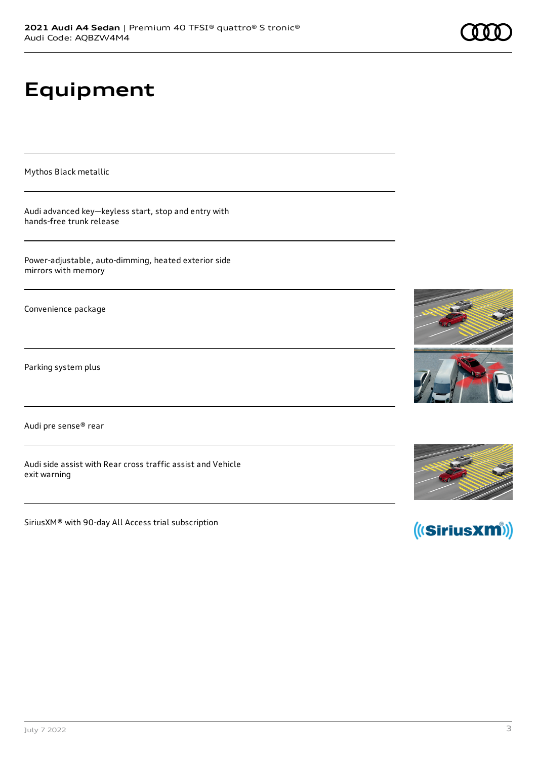# Equipment

Mythos Black metallic

Audi advanced key—keyless start, stop and entry with hands-free trunk release

Power-adjustable, auto-dimming, heated exterior side mirrors with memory

Convenience package

Parking system plus

Audi pre sense® rear

Audi side assist with Rear cross traffic assist and Vehicle exit warning

SiriusXM® with 90-day All Access trial subscription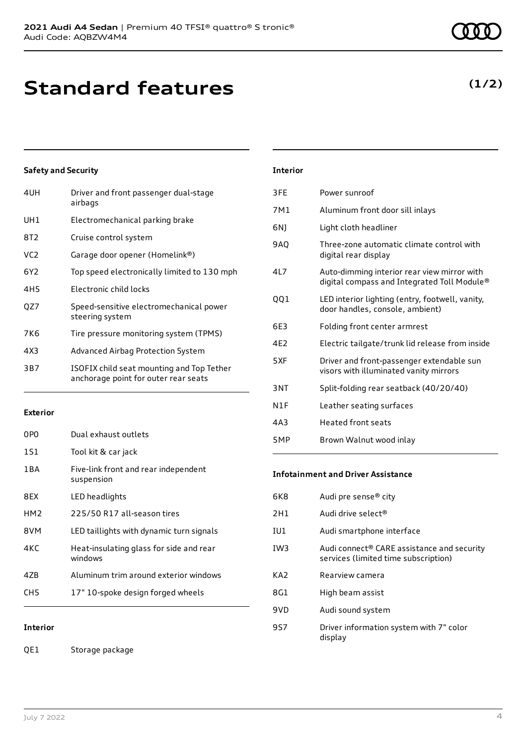# Standard features

**(1/2)**

### Safety and Security

| | |
|---|---|
| 4UH | Driver and front passenger dual-stage airbags |
| UH1 | Electromechanical parking brake |
| 8T2 | Cruise control system |
| VC2 | Garage door opener (Homelink®) |
| 6Y2 | Top speed electronically limited to 130 mph |
| 4H5 | Electronic child locks |
| QZ7 | Speed-sensitive electromechanical power steering system |
| 7K6 | Tire pressure monitoring system (TPMS) |
| 4X3 | Advanced Airbag Protection System |
| 3B7 | ISOFIX child seat mounting and Top Tether anchorage point for outer rear seats |

### Exterior

| | |
|---|---|
| 0P0 | Dual exhaust outlets |
| 1S1 | Tool kit & car jack |
| 1BA | Five-link front and rear independent suspension |
| 8EX | LED headlights |
| HM2 | 225/50 R17 all-season tires |
| 8VM | LED taillights with dynamic turn signals |
| 4KC | Heat-insulating glass for side and rear windows |
| 4ZB | Aluminum trim around exterior windows |
| CH5 | 17" 10-spoke design forged wheels |

### Interior

| | |
|---|---|
| QE1 | Storage package |
| 3FE | Power sunroof |
| 7M1 | Aluminum front door sill inlays |
| 6NJ | Light cloth headliner |
| 9AQ | Three-zone automatic climate control with digital rear display |
| 4L7 | Auto-dimming interior rear view mirror with digital compass and Integrated Toll Module® |
| QQ1 | LED interior lighting (entry, footwell, vanity, door handles, console, ambient) |
| 6E3 | Folding front center armrest |
| 4E2 | Electric tailgate/trunk lid release from inside |
| 5XF | Driver and front-passenger extendable sun visors with illuminated vanity mirrors |
| 3NT | Split-folding rear seatback (40/20/40) |
| N1F | Leather seating surfaces |
| 4A3 | Heated front seats |
| 5MP | Brown Walnut wood inlay |

### Infotainment and Driver Assistance

| | |
|---|---|
| 6K8 | Audi pre sense® city |
| 2H1 | Audi drive select® |
| IU1 | Audi smartphone interface |
| IW3 | Audi connect® CARE assistance and security services (limited time subscription) |
| KA2 | Rearview camera |
| 8G1 | High beam assist |
| 9VD | Audi sound system |
| 9S7 | Driver information system with 7" color display |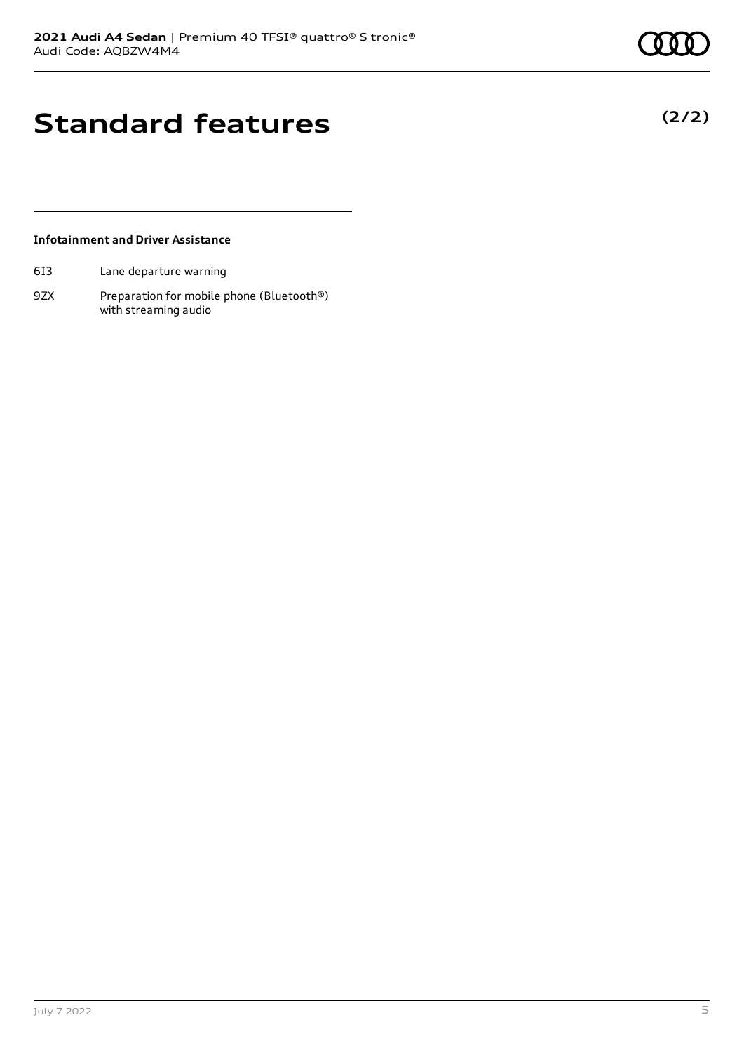# Standard features

**(2/2)**

### Infotainment and Driver Assistance

| | |
|---|---|
| 6I3 | Lane departure warning |
| 9ZX | Preparation for mobile phone (Bluetooth®) with streaming audio |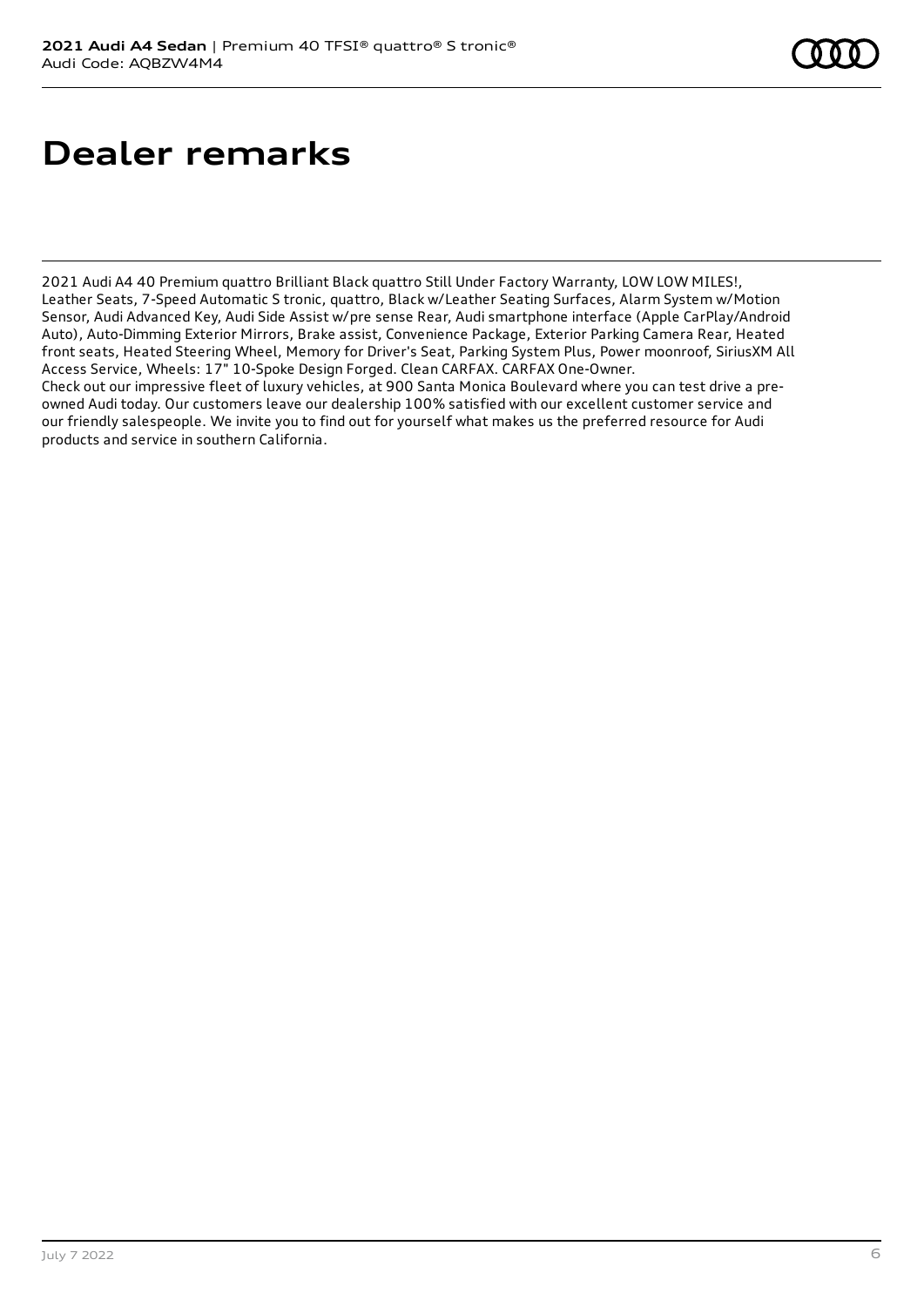# Dealer remarks

2021 Audi A4 40 Premium quattro Brilliant Black quattro Still Under Factory Warranty, LOW LOW MILES!, Leather Seats, 7-Speed Automatic S tronic, quattro, Black w/Leather Seating Surfaces, Alarm System w/Motion Sensor, Audi Advanced Key, Audi Side Assist w/pre sense Rear, Audi smartphone interface (Apple CarPlay/Android Auto), Auto-Dimming Exterior Mirrors, Brake assist, Convenience Package, Exterior Parking Camera Rear, Heated front seats, Heated Steering Wheel, Memory for Driver's Seat, Parking System Plus, Power moonroof, SiriusXM All Access Service, Wheels: 17" 10-Spoke Design Forged. Clean CARFAX. CARFAX One-Owner.
Check out our impressive fleet of luxury vehicles, at 900 Santa Monica Boulevard where you can test drive a pre-owned Audi today. Our customers leave our dealership 100% satisfied with our excellent customer service and our friendly salespeople. We invite you to find out for yourself what makes us the preferred resource for Audi products and service in southern California.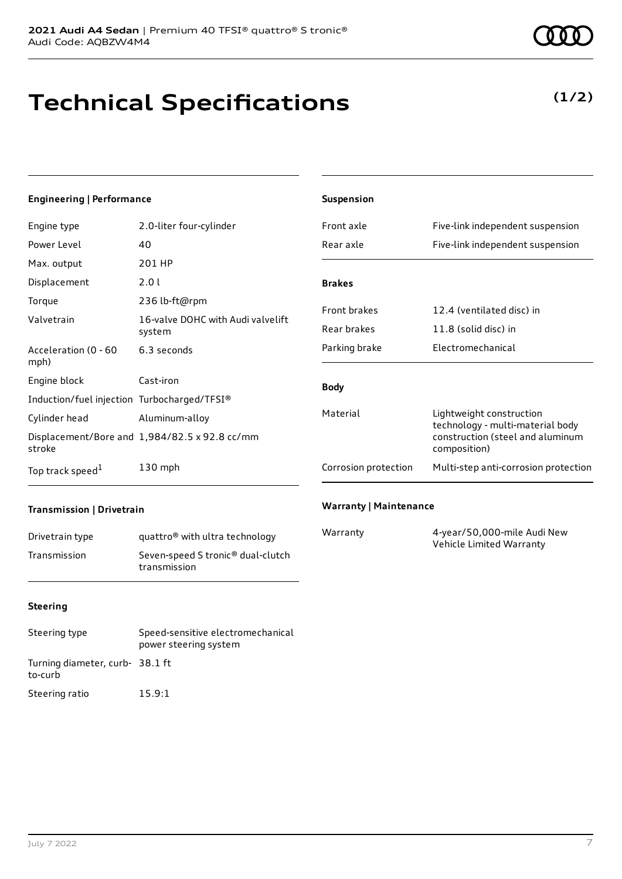# Technical Specifications

**(1/2)**

### Engineering | Performance

| | |
|---|---|
| Engine type | 2.0-liter four-cylinder |
| Power Level | 40 |
| Max. output | 201 HP |
| Displacement | 2.0 l |
| Torque | 236 lb-ft@rpm |
| Valvetrain | 16-valve DOHC with Audi valvelift system |
| Acceleration (0 - 60 mph) | 6.3 seconds |
| Engine block | Cast-iron |
| Induction/fuel injection | Turbocharged/TFSI® |
| Cylinder head | Aluminum-alloy |
| Displacement/Bore and stroke | 1,984/82.5 x 92.8 cc/mm |
| Top track speed[1] | 130 mph |

### Transmission | Drivetrain

| | |
|---|---|
| Drivetrain type | quattro® with ultra technology |
| Transmission | Seven-speed S tronic® dual-clutch transmission |

### Steering

| | |
|---|---|
| Steering type | Speed-sensitive electromechanical power steering system |
| Turning diameter, curb-to-curb | 38.1 ft |
| Steering ratio | 15.9:1 |

### Suspension

| | |
|---|---|
| Front axle | Five-link independent suspension |
| Rear axle | Five-link independent suspension |

### Brakes

| | |
|---|---|
| Front brakes | 12.4 (ventilated disc) in |
| Rear brakes | 11.8 (solid disc) in |
| Parking brake | Electromechanical |

### Body

| | |
|---|---|
| Material | Lightweight construction technology - multi-material body construction (steel and aluminum composition) |
| Corrosion protection | Multi-step anti-corrosion protection |

### Warranty | Maintenance

| | |
|---|---|
| Warranty | 4-year/50,000-mile Audi New Vehicle Limited Warranty |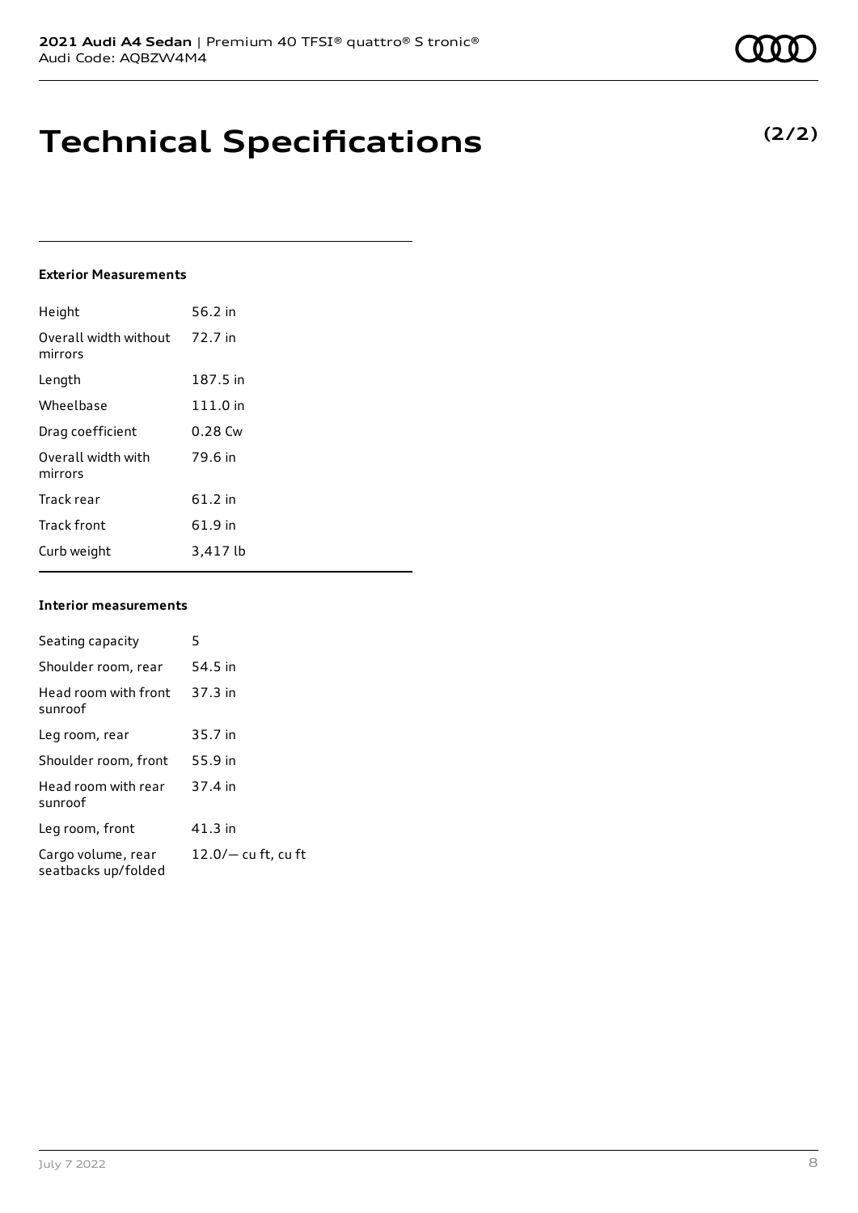# Technical Specifications

**(2/2)**

#### Exterior Measurements

| | |
|---|---|
| Height | 56.2 in |
| Overall width without mirrors | 72.7 in |
| Length | 187.5 in |
| Wheelbase | 111.0 in |
| Drag coefficient | 0.28 Cw |
| Overall width with mirrors | 79.6 in |
| Track rear | 61.2 in |
| Track front | 61.9 in |
| Curb weight | 3,417 lb |

#### Interior measurements

| | |
|---|---|
| Seating capacity | 5 |
| Shoulder room, rear | 54.5 in |
| Head room with front sunroof | 37.3 in |
| Leg room, rear | 35.7 in |
| Shoulder room, front | 55.9 in |
| Head room with rear sunroof | 37.4 in |
| Leg room, front | 41.3 in |
| Cargo volume, rear seatbacks up/folded | 12.0/— cu ft, cu ft |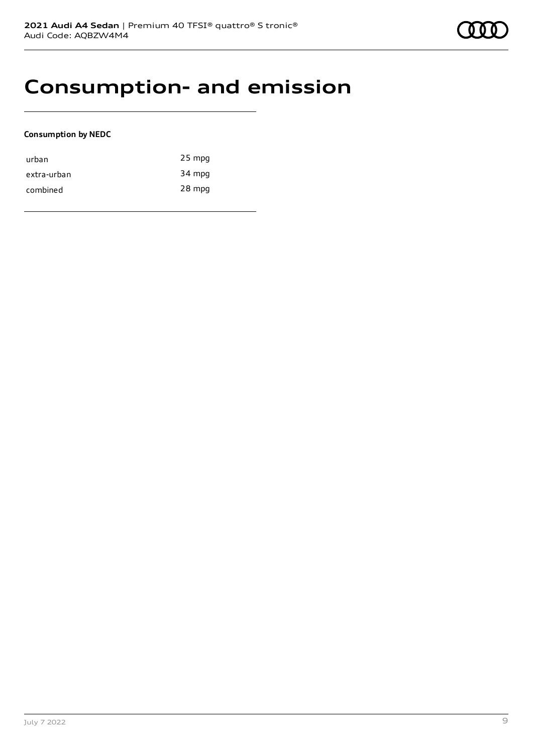# Consumption- and emission

**Consumption by NEDC**

| | |
|---|---|
| urban | 25 mpg |
| extra-urban | 34 mpg |
| combined | 28 mpg |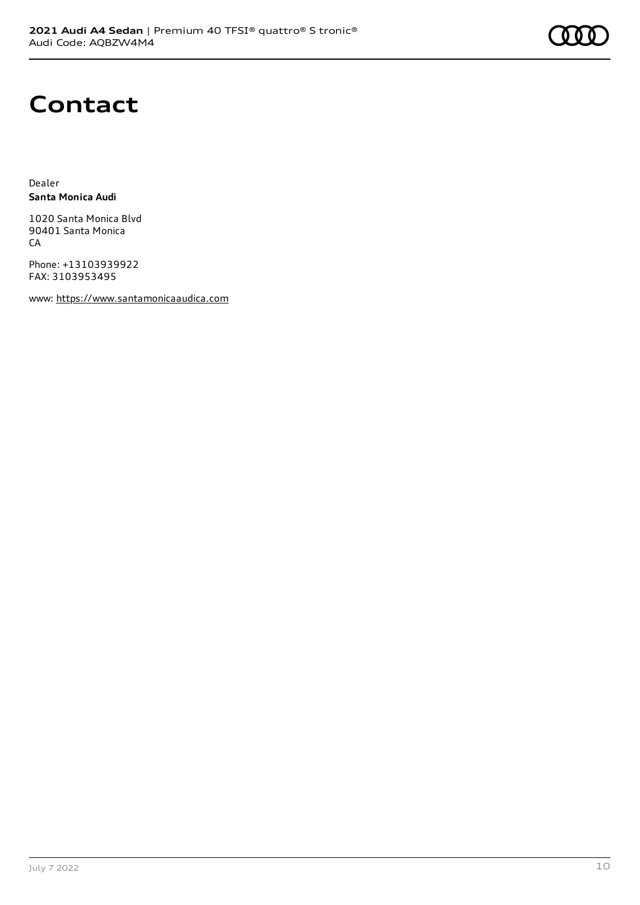# Contact

Dealer
**Santa Monica Audi**

1020 Santa Monica Blvd
90401 Santa Monica
CA

Phone: +13103939922
FAX: 3103953495

www: https://www.santamonicaaudica.com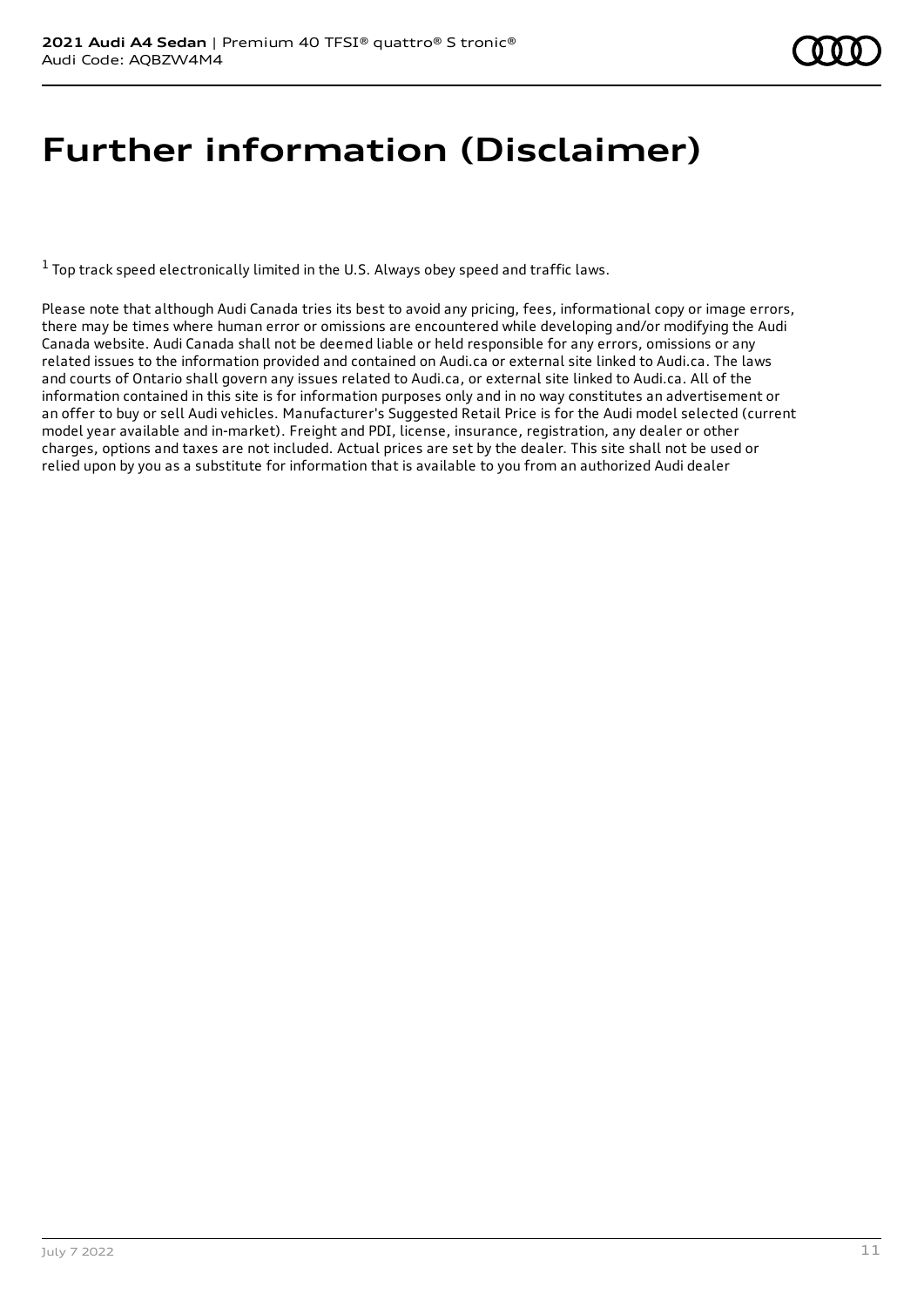# Further information (Disclaimer)

[1] Top track speed electronically limited in the U.S. Always obey speed and traffic laws.

Please note that although Audi Canada tries its best to avoid any pricing, fees, informational copy or image errors, there may be times where human error or omissions are encountered while developing and/or modifying the Audi Canada website. Audi Canada shall not be deemed liable or held responsible for any errors, omissions or any related issues to the information provided and contained on Audi.ca or external site linked to Audi.ca. The laws and courts of Ontario shall govern any issues related to Audi.ca, or external site linked to Audi.ca. All of the information contained in this site is for information purposes only and in no way constitutes an advertisement or an offer to buy or sell Audi vehicles. Manufacturer's Suggested Retail Price is for the Audi model selected (current model year available and in-market). Freight and PDI, license, insurance, registration, any dealer or other charges, options and taxes are not included. Actual prices are set by the dealer. This site shall not be used or relied upon by you as a substitute for information that is available to you from an authorized Audi dealer